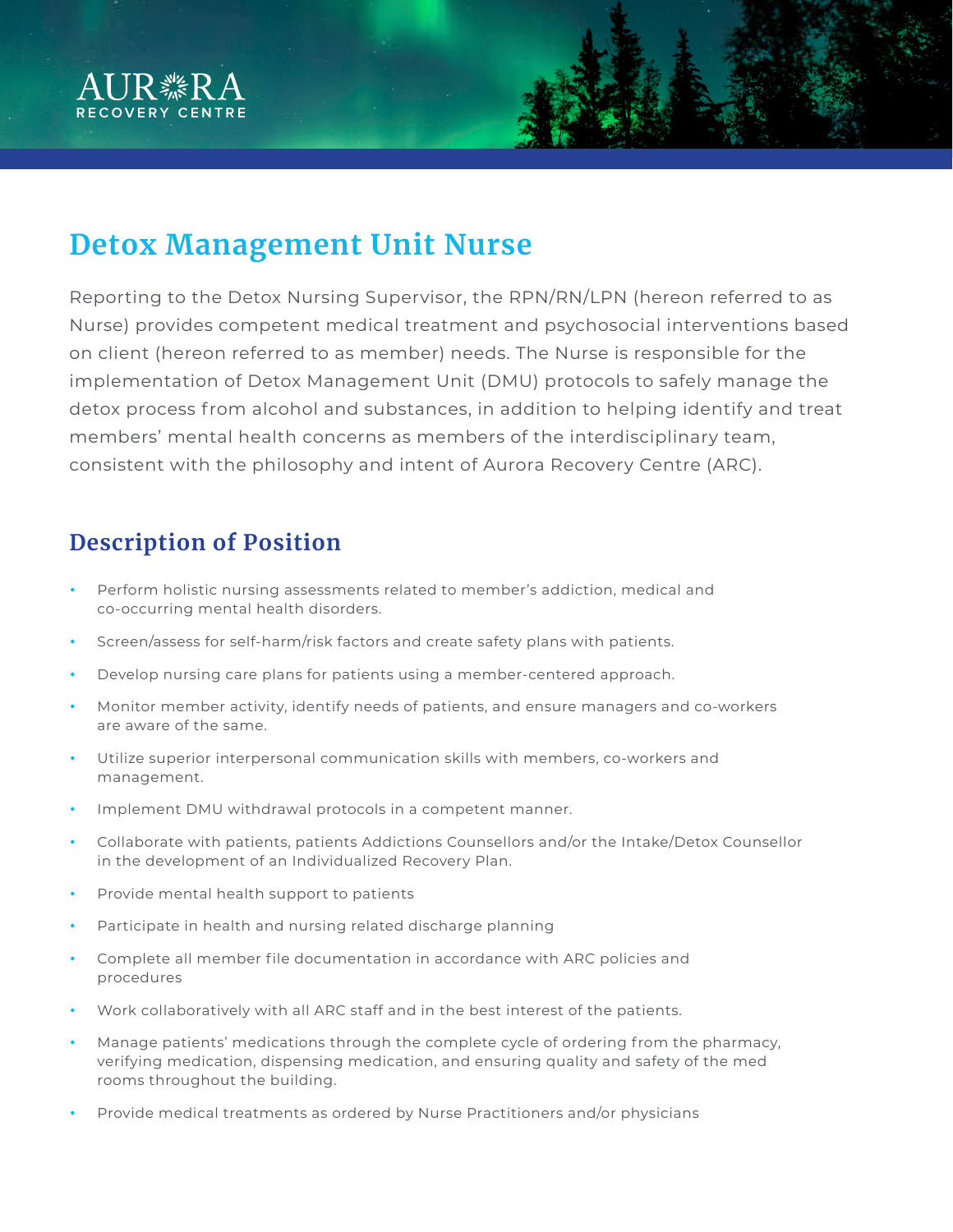AURORA RECOVERY CENTRE

# Detox Management Unit Nurse

Reporting to the Detox Nursing Supervisor, the RPN/RN/LPN (hereon referred to as Nurse) provides competent medical treatment and psychosocial interventions based on client (hereon referred to as member) needs. The Nurse is responsible for the implementation of Detox Management Unit (DMU) protocols to safely manage the detox process from alcohol and substances, in addition to helping identify and treat members' mental health concerns as members of the interdisciplinary team, consistent with the philosophy and intent of Aurora Recovery Centre (ARC).

## Description of Position

- Perform holistic nursing assessments related to member's addiction, medical and co-occurring mental health disorders.
- Screen/assess for self-harm/risk factors and create safety plans with patients.
- Develop nursing care plans for patients using a member-centered approach.
- Monitor member activity, identify needs of patients, and ensure managers and co-workers are aware of the same.
- Utilize superior interpersonal communication skills with members, co-workers and management.
- Implement DMU withdrawal protocols in a competent manner.
- Collaborate with patients, patients Addictions Counsellors and/or the Intake/Detox Counsellor in the development of an Individualized Recovery Plan.
- Provide mental health support to patients
- Participate in health and nursing related discharge planning
- Complete all member file documentation in accordance with ARC policies and procedures
- Work collaboratively with all ARC staff and in the best interest of the patients.
- Manage patients' medications through the complete cycle of ordering from the pharmacy, verifying medication, dispensing medication, and ensuring quality and safety of the med rooms throughout the building.
- Provide medical treatments as ordered by Nurse Practitioners and/or physicians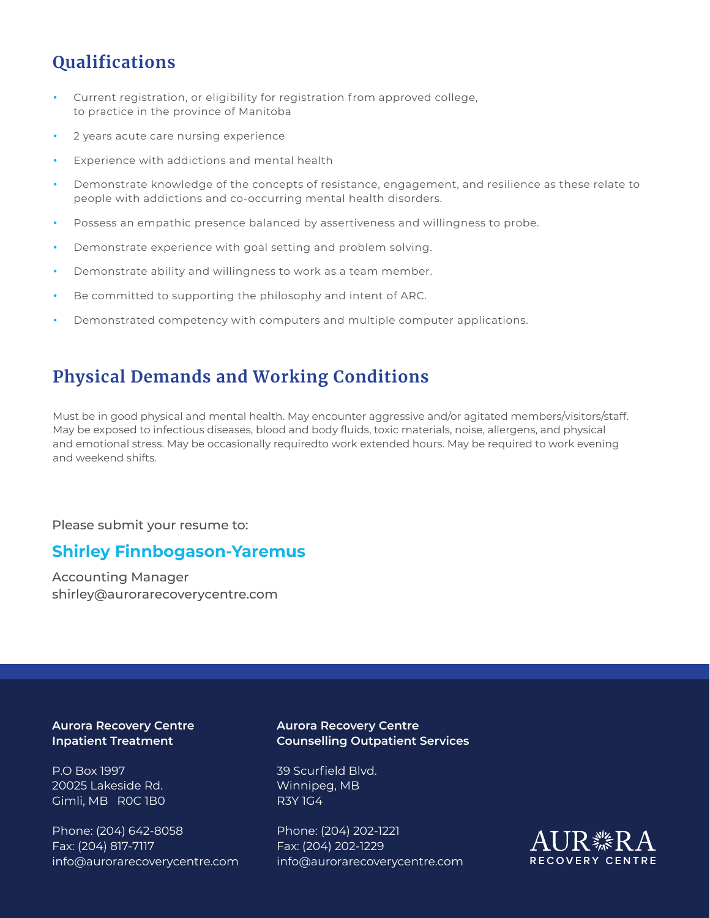## Qualifications

- Current registration, or eligibility for registration from approved college, to practice in the province of Manitoba
- 2 years acute care nursing experience
- Experience with addictions and mental health
- Demonstrate knowledge of the concepts of resistance, engagement, and resilience as these relate to people with addictions and co-occurring mental health disorders.
- Possess an empathic presence balanced by assertiveness and willingness to probe.
- Demonstrate experience with goal setting and problem solving.
- Demonstrate ability and willingness to work as a team member.
- Be committed to supporting the philosophy and intent of ARC.
- Demonstrated competency with computers and multiple computer applications.

## Physical Demands and Working Conditions

Must be in good physical and mental health. May encounter aggressive and/or agitated members/visitors/staff. May be exposed to infectious diseases, blood and body fluids, toxic materials, noise, allergens, and physical and emotional stress. May be occasionally requiredto work extended hours. May be required to work evening and weekend shifts.

Please submit your resume to:

**Shirley Finnbogason-Yaremus**

Accounting Manager
shirley@aurorarecoverycentre.com

**Aurora Recovery Centre**
**Inpatient Treatment**

P.O Box 1997
20025 Lakeside Rd.
Gimli, MB R0C 1B0

Phone: (204) 642-8058
Fax: (204) 817-7117
info@aurorarecoverycentre.com

**Aurora Recovery Centre**
**Counselling Outpatient Services**

39 Scurfield Blvd.
Winnipeg, MB
R3Y 1G4

Phone: (204) 202-1221
Fax: (204) 202-1229
info@aurorarecoverycentre.com

AURORA RECOVERY CENTRE